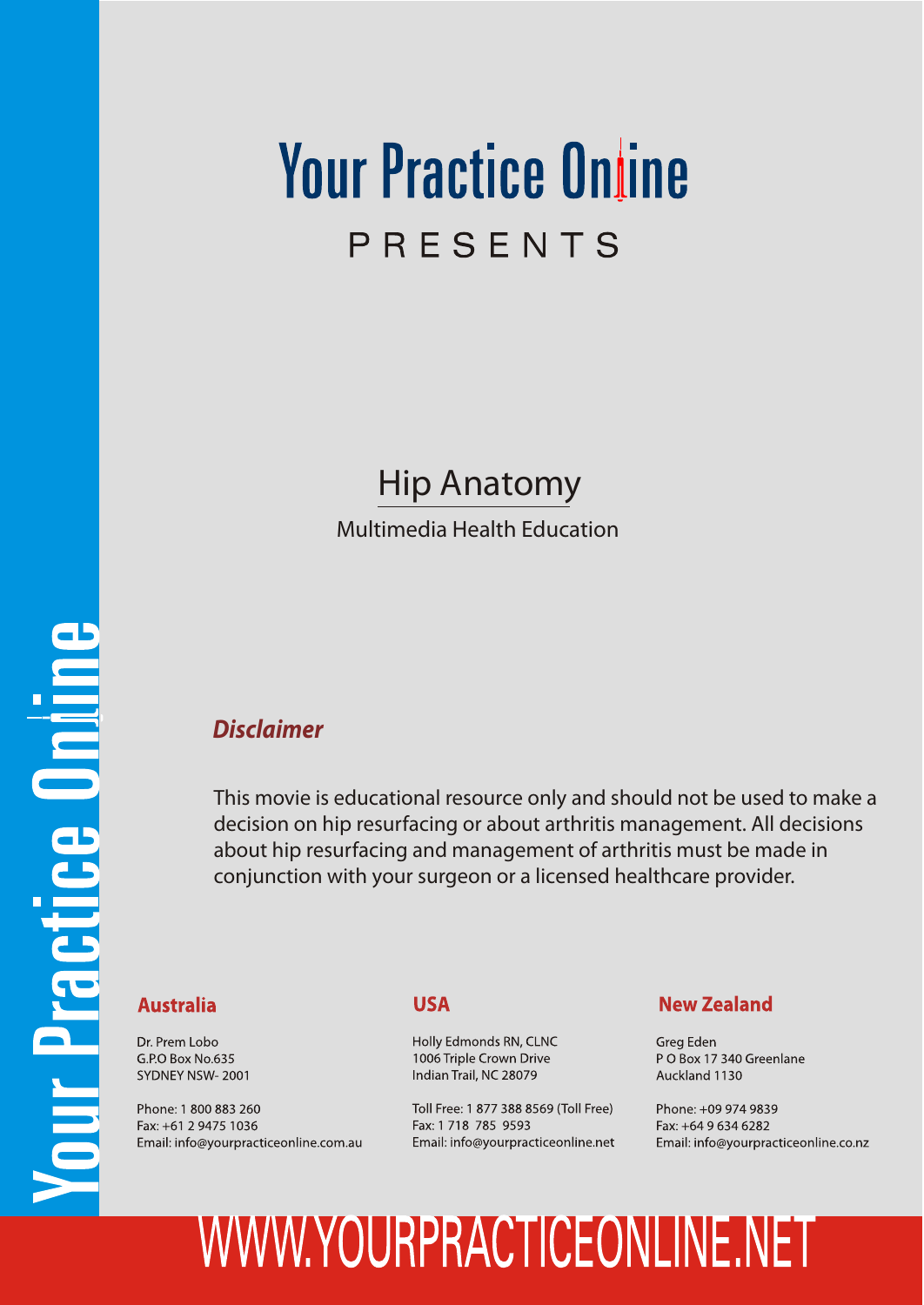# Your Practice Online

PRESENTS

## Hip Anatomy

Multimedia Health Education

### *Disclaimer*

This movie is educational resource only and should not be used to make a decision on hip resurfacing or about arthritis management. All decisions about hip resurfacing and management of arthritis must be made in conjunction with your surgeon or a licensed healthcare provider.

**Australia**

Dr. Prem Lobo
G.P.O Box No.635
SYDNEY NSW- 2001

Phone: 1 800 883 260
Fax: +61 2 9475 1036
Email: info@yourpracticeonline.com.au

**USA**

Holly Edmonds RN, CLNC
1006 Triple Crown Drive
Indian Trail, NC 28079

Toll Free: 1 877 388 8569 (Toll Free)
Fax: 1 718 785 9593
Email: info@yourpracticeonline.net

**New Zealand**

Greg Eden
P O Box 17 340 Greenlane
Auckland 1130

Phone: +09 974 9839
Fax: +64 9 634 6282
Email: info@yourpracticeonline.co.nz

WWW.YOURPRACTICEONLINE.NET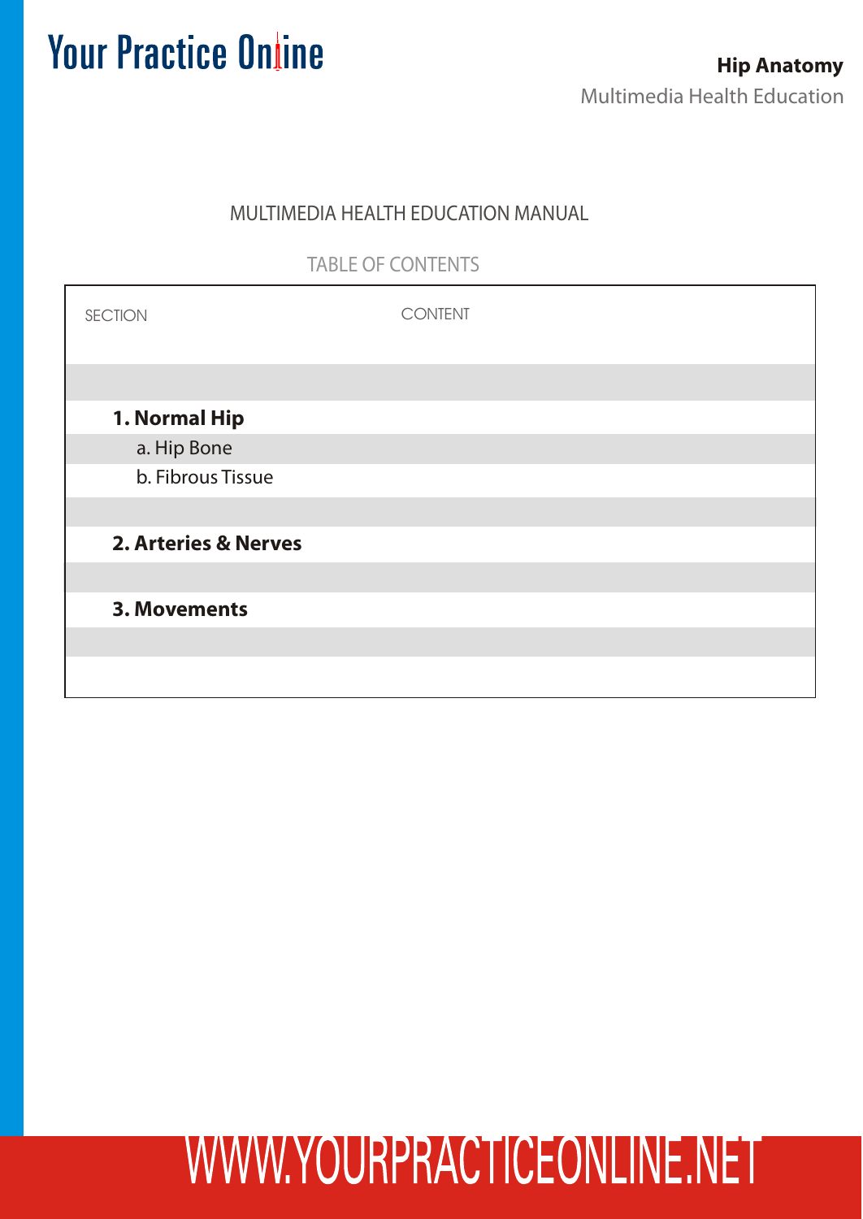MULTIMEDIA HEALTH EDUCATION MANUAL

TABLE OF CONTENTS

| SECTION | CONTENT |
| --- | --- |
| **1. Normal Hip** | |
| a. Hip Bone | |
| b. Fibrous Tissue | |
| **2. Arteries & Nerves** | |
| **3. Movements** | |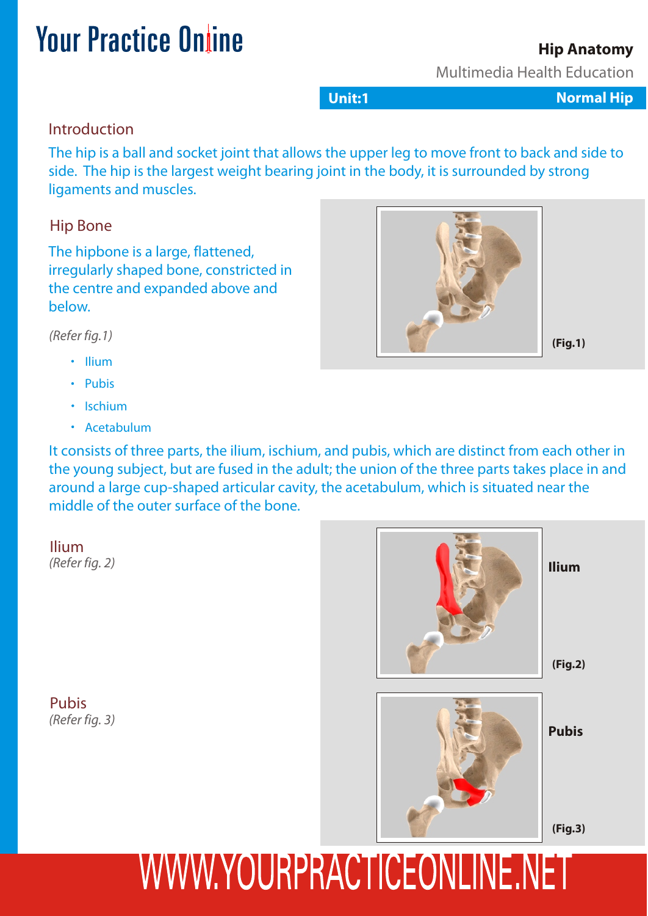## Introduction

The hip is a ball and socket joint that allows the upper leg to move front to back and side to side. The hip is the largest weight bearing joint in the body, it is surrounded by strong ligaments and muscles.

## Hip Bone

The hipbone is a large, flattened, irregularly shaped bone, constricted in the centre and expanded above and below.

*(Refer fig.1)*

- Ilium
- Pubis
- Ischium
- Acetabulum

**(Fig.1)**

It consists of three parts, the ilium, ischium, and pubis, which are distinct from each other in the young subject, but are fused in the adult; the union of the three parts takes place in and around a large cup-shaped articular cavity, the acetabulum, which is situated near the middle of the outer surface of the bone.

## Ilium

*(Refer fig. 2)*

**Ilium**

**(Fig.2)**

## Pubis

*(Refer fig. 3)*

**Pubis**

**(Fig.3)**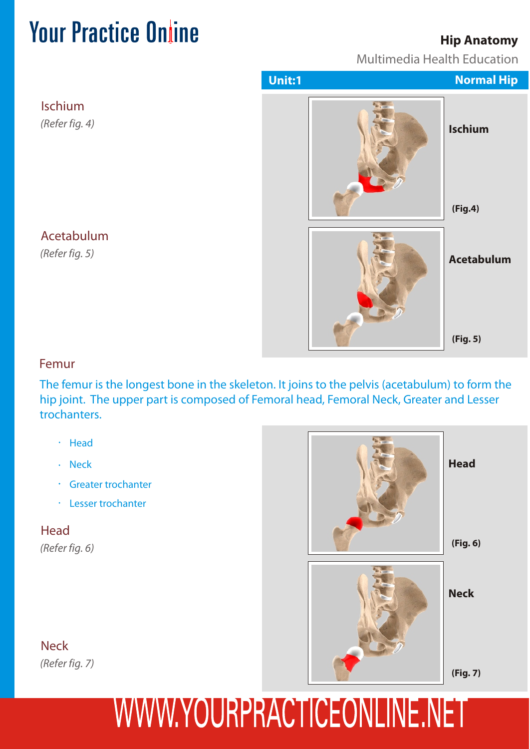Ischium

*(Refer fig. 4)*

Acetabulum

*(Refer fig. 5)*

Ischium

(Fig.4)

Acetabulum

(Fig. 5)

Femur

The femur is the longest bone in the skeleton. It joins to the pelvis (acetabulum) to form the hip joint. The upper part is composed of Femoral head, Femoral Neck, Greater and Lesser trochanters.

- Head
- Neck
- Greater trochanter
- Lesser trochanter

Head

*(Refer fig. 6)*

Neck

*(Refer fig. 7)*

Head

(Fig. 6)

Neck

(Fig. 7)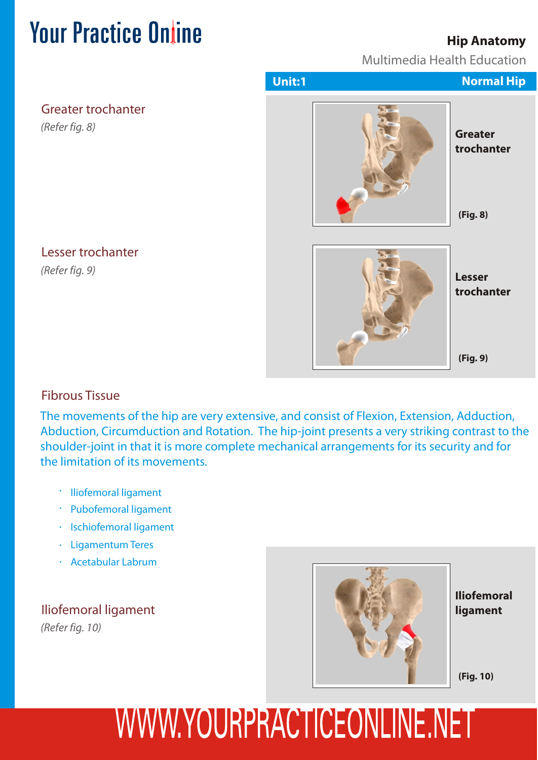## Greater trochanter

*(Refer fig. 8)*

**Greater trochanter**

**(Fig. 8)**

## Lesser trochanter

*(Refer fig. 9)*

**Lesser trochanter**

**(Fig. 9)**

## Fibrous Tissue

The movements of the hip are very extensive, and consist of Flexion, Extension, Adduction, Abduction, Circumduction and Rotation. The hip-joint presents a very striking contrast to the shoulder-joint in that it is more complete mechanical arrangements for its security and for the limitation of its movements.

- Iliofemoral ligament
- Pubofemoral ligament
- Ischiofemoral ligament
- Ligamentum Teres
- Acetabular Labrum

## Iliofemoral ligament

*(Refer fig. 10)*

**Iliofemoral ligament**

**(Fig. 10)**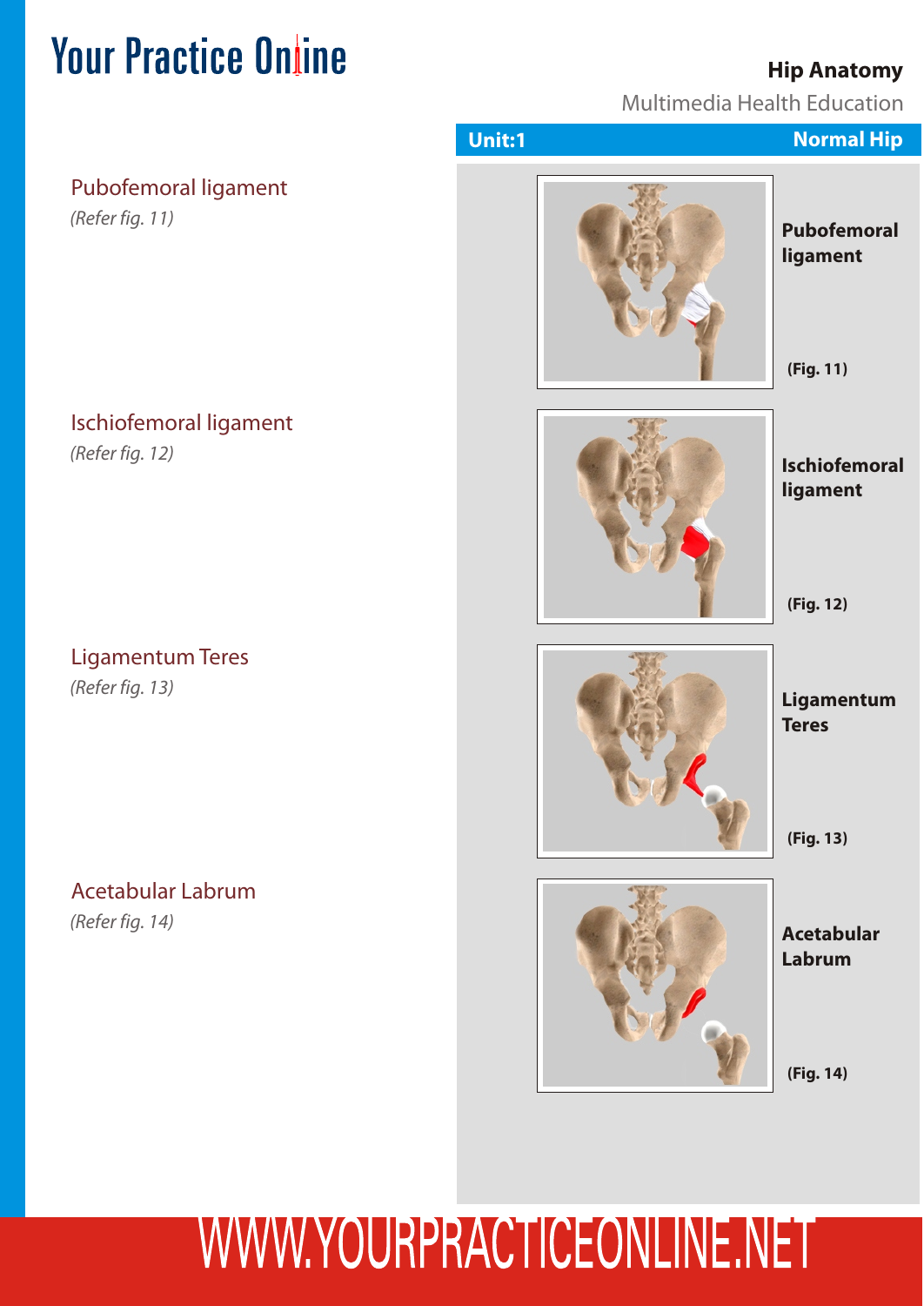## Unit:1 Normal Hip

### Pubofemoral ligament

*(Refer fig. 11)*

**Pubofemoral ligament**

**(Fig. 11)**

### Ischiofemoral ligament

*(Refer fig. 12)*

**Ischiofemoral ligament**

**(Fig. 12)**

### Ligamentum Teres

*(Refer fig. 13)*

**Ligamentum Teres**

**(Fig. 13)**

### Acetabular Labrum

*(Refer fig. 14)*

**Acetabular Labrum**

**(Fig. 14)**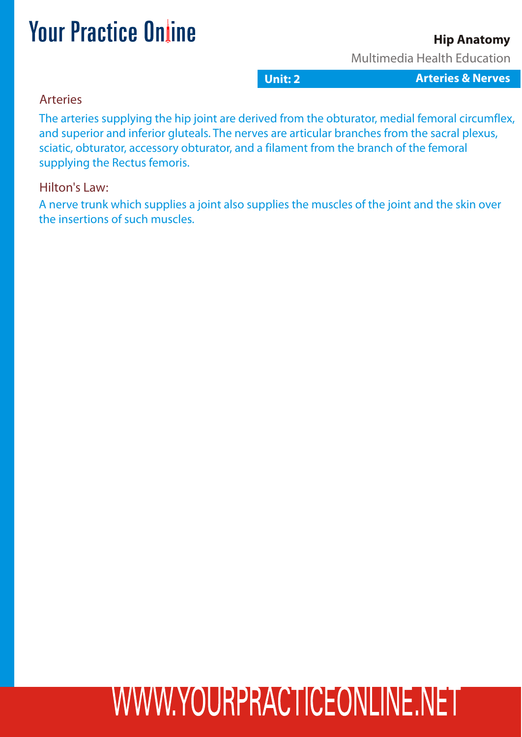## Arteries

The arteries supplying the hip joint are derived from the obturator, medial femoral circumflex, and superior and inferior gluteals. The nerves are articular branches from the sacral plexus, sciatic, obturator, accessory obturator, and a filament from the branch of the femoral supplying the Rectus femoris.

## Hilton's Law:

A nerve trunk which supplies a joint also supplies the muscles of the joint and the skin over the insertions of such muscles.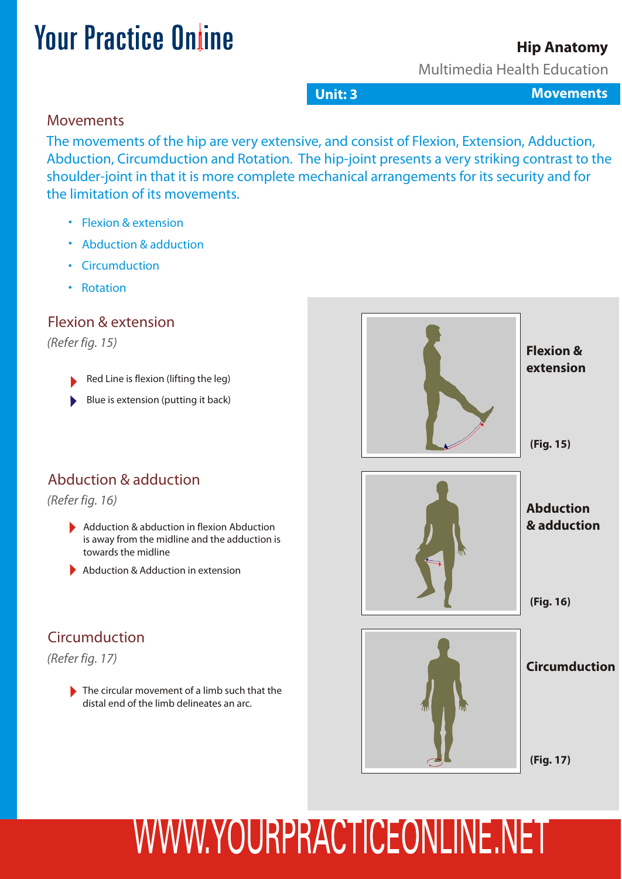## Movements

The movements of the hip are very extensive, and consist of Flexion, Extension, Adduction, Abduction, Circumduction and Rotation. The hip-joint presents a very striking contrast to the shoulder-joint in that it is more complete mechanical arrangements for its security and for the limitation of its movements.

- Flexion & extension
- Abduction & adduction
- Circumduction
- Rotation

### Flexion & extension

*(Refer fig. 15)*

- Red Line is flexion (lifting the leg)
- Blue is extension (putting it back)

**Flexion & extension**

**(Fig. 15)**

### Abduction & adduction

*(Refer fig. 16)*

- Adduction & abduction in flexion Abduction is away from the midline and the adduction is towards the midline
- Abduction & Adduction in extension

**Abduction & adduction**

**(Fig. 16)**

### Circumduction

*(Refer fig. 17)*

- The circular movement of a limb such that the distal end of the limb delineates an arc.

**Circumduction**

**(Fig. 17)**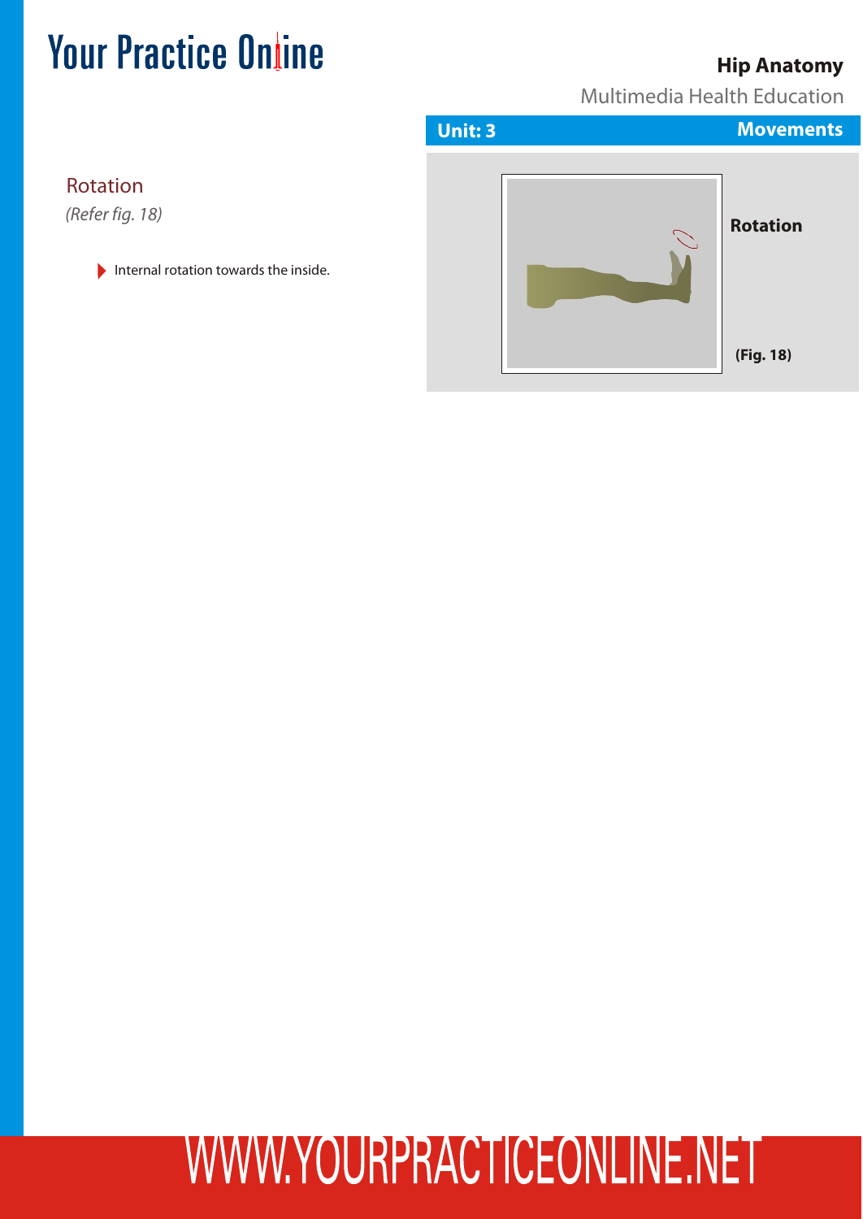## Rotation

*(Refer fig. 18)*

- Internal rotation towards the inside.

**Rotation**

**(Fig. 18)**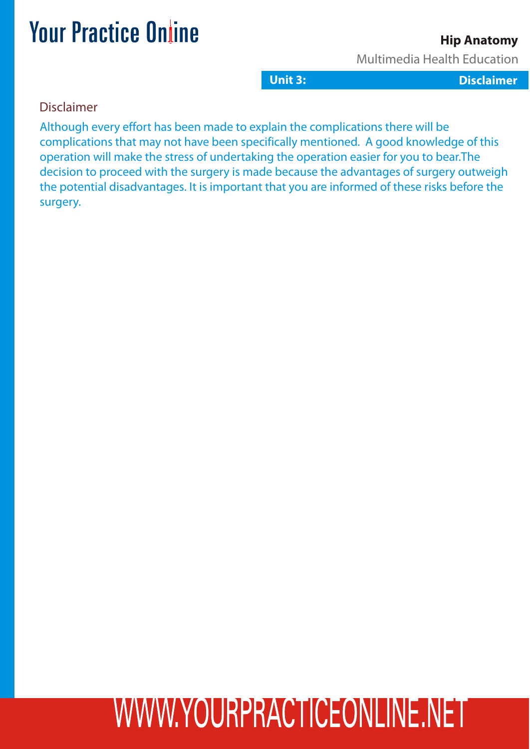## Disclaimer

Although every effort has been made to explain the complications there will be complications that may not have been specifically mentioned. A good knowledge of this operation will make the stress of undertaking the operation easier for you to bear.The decision to proceed with the surgery is made because the advantages of surgery outweigh the potential disadvantages. It is important that you are informed of these risks before the surgery.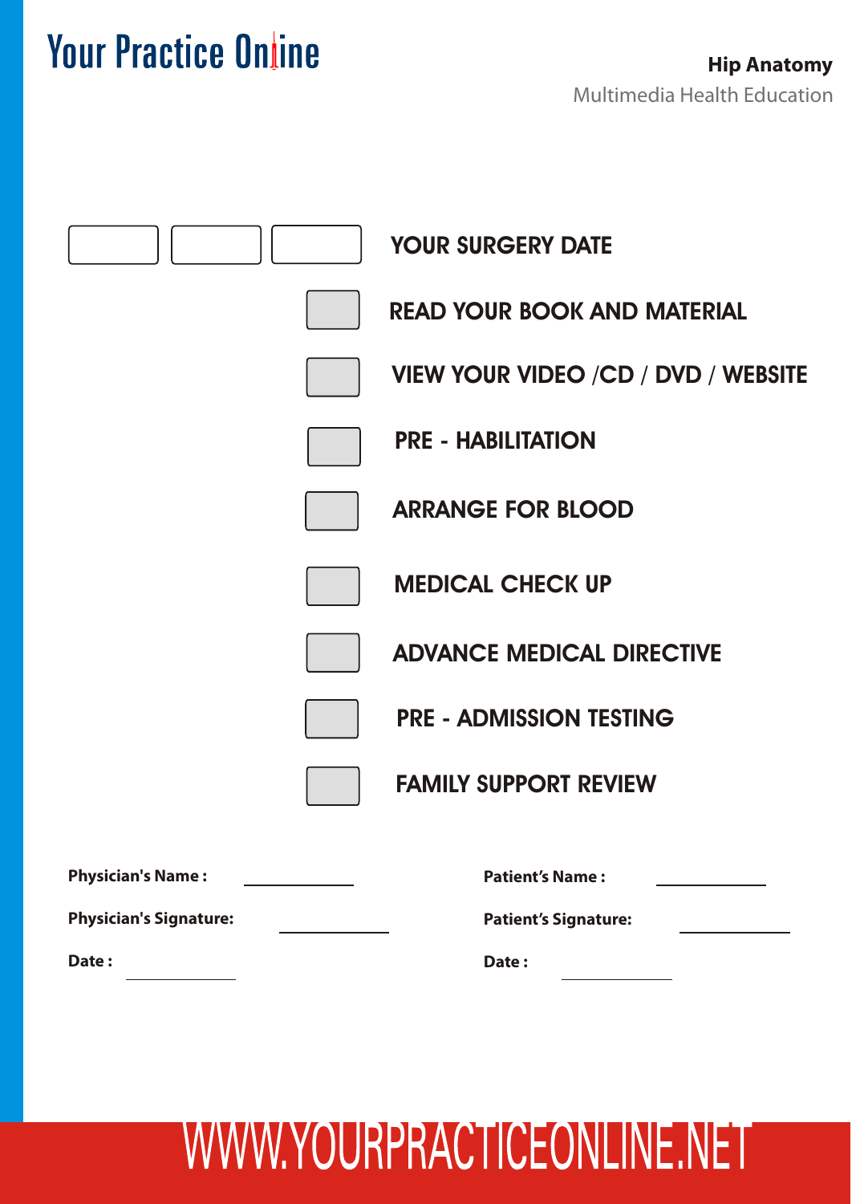YOUR SURGERY DATE

- [ ] READ YOUR BOOK AND MATERIAL
- [ ] VIEW YOUR VIDEO /CD / DVD / WEBSITE
- [ ] PRE - HABILITATION
- [ ] ARRANGE FOR BLOOD
- [ ] MEDICAL CHECK UP
- [ ] ADVANCE MEDICAL DIRECTIVE
- [ ] PRE - ADMISSION TESTING
- [ ] FAMILY SUPPORT REVIEW

**Physician's Name :** ____________

**Physician's Signature:** ____________

**Date :** ____________

**Patient's Name :** ____________

**Patient's Signature:** ____________

**Date :** ____________